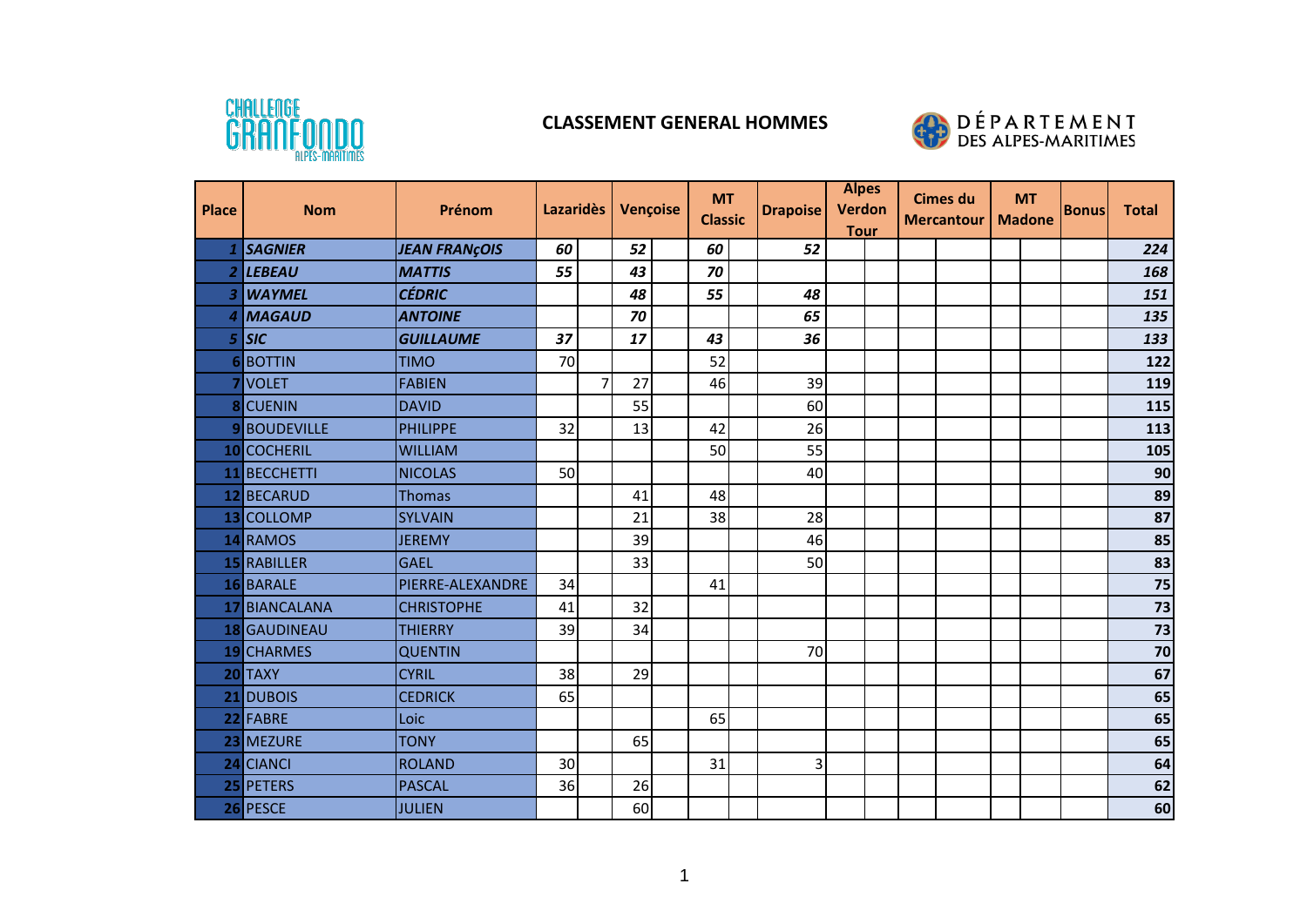# CLASSEMENT GENERAL HOMMES

| Place | Nom | Prénom | Lazaridès | | Vençoise | | MT Classic | | Drapoise | Alpes Verdon Tour | | Cimes du Mercantour | | MT Madone | | Bonus | Total |
|---|---|---|---|---|---|---|---|---|---|---|---|---|---|---|---|---|---|
| ***1*** | ***SAGNIER*** | ***JEAN FRANçOIS*** | ***60*** | | ***52*** | | ***60*** | | ***52*** | | | | | | | | ***224*** |
| ***2*** | ***LEBEAU*** | ***MATTIS*** | ***55*** | | ***43*** | | ***70*** | | | | | | | | | | ***168*** |
| ***3*** | ***WAYMEL*** | ***CÉDRIC*** | | | ***48*** | | ***55*** | | ***48*** | | | | | | | | ***151*** |
| ***4*** | ***MAGAUD*** | ***ANTOINE*** | | | ***70*** | | | | ***65*** | | | | | | | | ***135*** |
| ***5*** | ***SIC*** | ***GUILLAUME*** | ***37*** | | ***17*** | | ***43*** | | ***36*** | | | | | | | | ***133*** |
| **6** | BOTTIN | TIMO | 70 | | | | 52 | | | | | | | | | | **122** |
| **7** | VOLET | FABIEN | | 7 | 27 | | 46 | | 39 | | | | | | | | **119** |
| **8** | CUENIN | DAVID | | | 55 | | | | 60 | | | | | | | | **115** |
| **9** | BOUDEVILLE | PHILIPPE | 32 | | 13 | | 42 | | 26 | | | | | | | | **113** |
| **10** | COCHERIL | WILLIAM | | | | | 50 | | 55 | | | | | | | | **105** |
| **11** | BECCHETTI | NICOLAS | 50 | | | | | | 40 | | | | | | | | **90** |
| **12** | BECARUD | Thomas | | | 41 | | 48 | | | | | | | | | | **89** |
| **13** | COLLOMP | SYLVAIN | | | 21 | | 38 | | 28 | | | | | | | | **87** |
| **14** | RAMOS | JEREMY | | | 39 | | | | 46 | | | | | | | | **85** |
| **15** | RABILLER | GAEL | | | 33 | | | | 50 | | | | | | | | **83** |
| **16** | BARALE | PIERRE-ALEXANDRE | 34 | | | | 41 | | | | | | | | | | **75** |
| **17** | BIANCALANA | CHRISTOPHE | 41 | | 32 | | | | | | | | | | | | **73** |
| **18** | GAUDINEAU | THIERRY | 39 | | 34 | | | | | | | | | | | | **73** |
| **19** | CHARMES | QUENTIN | | | | | | | 70 | | | | | | | | **70** |
| **20** | TAXY | CYRIL | 38 | | 29 | | | | | | | | | | | | **67** |
| **21** | DUBOIS | CEDRICK | 65 | | | | | | | | | | | | | | **65** |
| **22** | FABRE | Loic | | | | | 65 | | | | | | | | | | **65** |
| **23** | MEZURE | TONY | | | 65 | | | | | | | | | | | | **65** |
| **24** | CIANCI | ROLAND | 30 | | | | 31 | | 3 | | | | | | | | **64** |
| **25** | PETERS | PASCAL | 36 | | 26 | | | | | | | | | | | | **62** |
| **26** | PESCE | JULIEN | | | 60 | | | | | | | | | | | | **60** |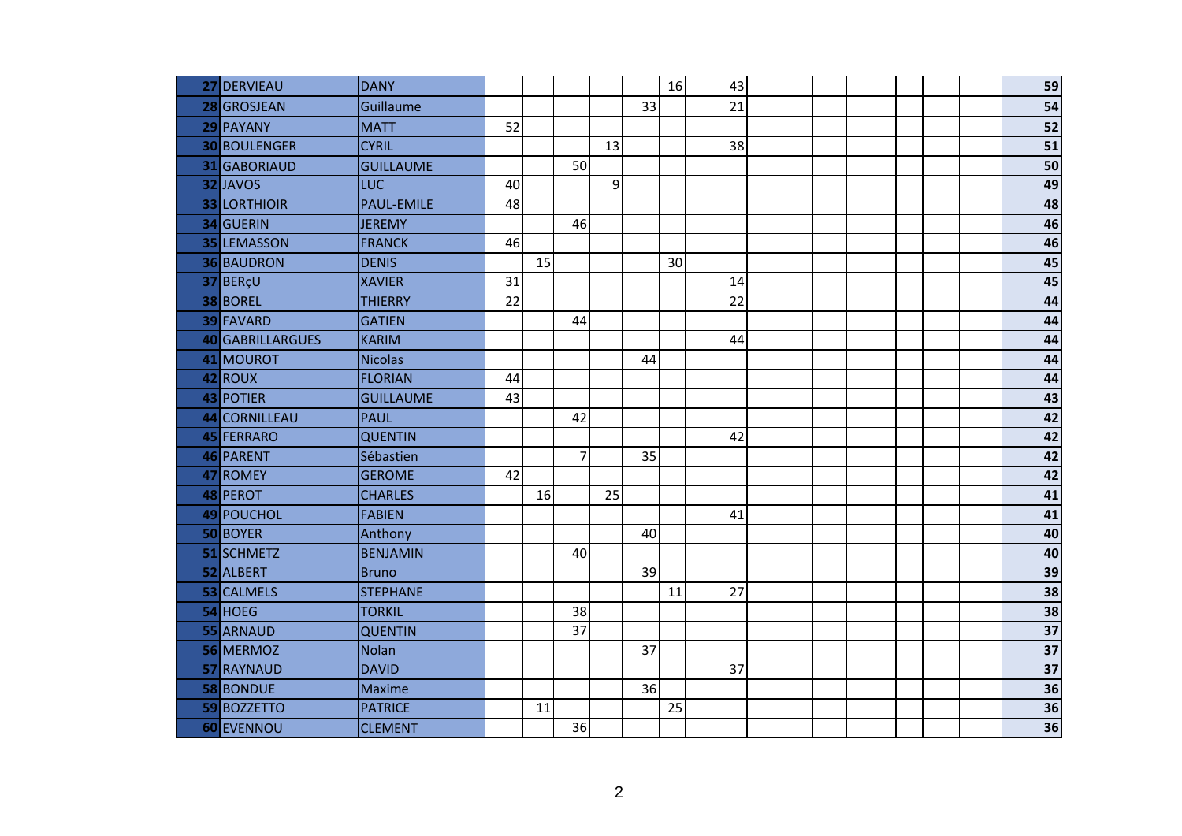| | | | | | | | | | | | | | | | | | |
|---|---|---|---|---|---|---|---|---|---|---|---|---|---|---|---|---|---|
| **27** | DERVIEAU | DANY | | | | | | 16 | 43 | | | | | | | | **59** |
| **28** | GROSJEAN | Guillaume | | | | | 33 | | 21 | | | | | | | | **54** |
| **29** | PAYANY | MATT | 52 | | | | | | | | | | | | | | **52** |
| **30** | BOULENGER | CYRIL | | | | 13 | | | 38 | | | | | | | | **51** |
| **31** | GABORIAUD | GUILLAUME | | | 50 | | | | | | | | | | | | **50** |
| **32** | JAVOS | LUC | 40 | | | 9 | | | | | | | | | | | **49** |
| **33** | LORTHIOIR | PAUL-EMILE | 48 | | | | | | | | | | | | | | **48** |
| **34** | GUERIN | JEREMY | | | 46 | | | | | | | | | | | | **46** |
| **35** | LEMASSON | FRANCK | 46 | | | | | | | | | | | | | | **46** |
| **36** | BAUDRON | DENIS | | 15 | | | | 30 | | | | | | | | | **45** |
| **37** | BERçU | XAVIER | 31 | | | | | | 14 | | | | | | | | **45** |
| **38** | BOREL | THIERRY | 22 | | | | | | 22 | | | | | | | | **44** |
| **39** | FAVARD | GATIEN | | | 44 | | | | | | | | | | | | **44** |
| **40** | GABRILLARGUES | KARIM | | | | | | | 44 | | | | | | | | **44** |
| **41** | MOUROT | Nicolas | | | | | 44 | | | | | | | | | | **44** |
| **42** | ROUX | FLORIAN | 44 | | | | | | | | | | | | | | **44** |
| **43** | POTIER | GUILLAUME | 43 | | | | | | | | | | | | | | **43** |
| **44** | CORNILLEAU | PAUL | | | 42 | | | | | | | | | | | | **42** |
| **45** | FERRARO | QUENTIN | | | | | | | 42 | | | | | | | | **42** |
| **46** | PARENT | Sébastien | | | 7 | | 35 | | | | | | | | | | **42** |
| **47** | ROMEY | GEROME | 42 | | | | | | | | | | | | | | **42** |
| **48** | PEROT | CHARLES | | 16 | | 25 | | | | | | | | | | | **41** |
| **49** | POUCHOL | FABIEN | | | | | | | 41 | | | | | | | | **41** |
| **50** | BOYER | Anthony | | | | | 40 | | | | | | | | | | **40** |
| **51** | SCHMETZ | BENJAMIN | | | 40 | | | | | | | | | | | | **40** |
| **52** | ALBERT | Bruno | | | | | 39 | | | | | | | | | | **39** |
| **53** | CALMELS | STEPHANE | | | | | | 11 | 27 | | | | | | | | **38** |
| **54** | HOEG | TORKIL | | | 38 | | | | | | | | | | | | **38** |
| **55** | ARNAUD | QUENTIN | | | 37 | | | | | | | | | | | | **37** |
| **56** | MERMOZ | Nolan | | | | | 37 | | | | | | | | | | **37** |
| **57** | RAYNAUD | DAVID | | | | | | | 37 | | | | | | | | **37** |
| **58** | BONDUE | Maxime | | | | | 36 | | | | | | | | | | **36** |
| **59** | BOZZETTO | PATRICE | | 11 | | | | 25 | | | | | | | | | **36** |
| **60** | EVENNOU | CLEMENT | | | 36 | | | | | | | | | | | | **36** |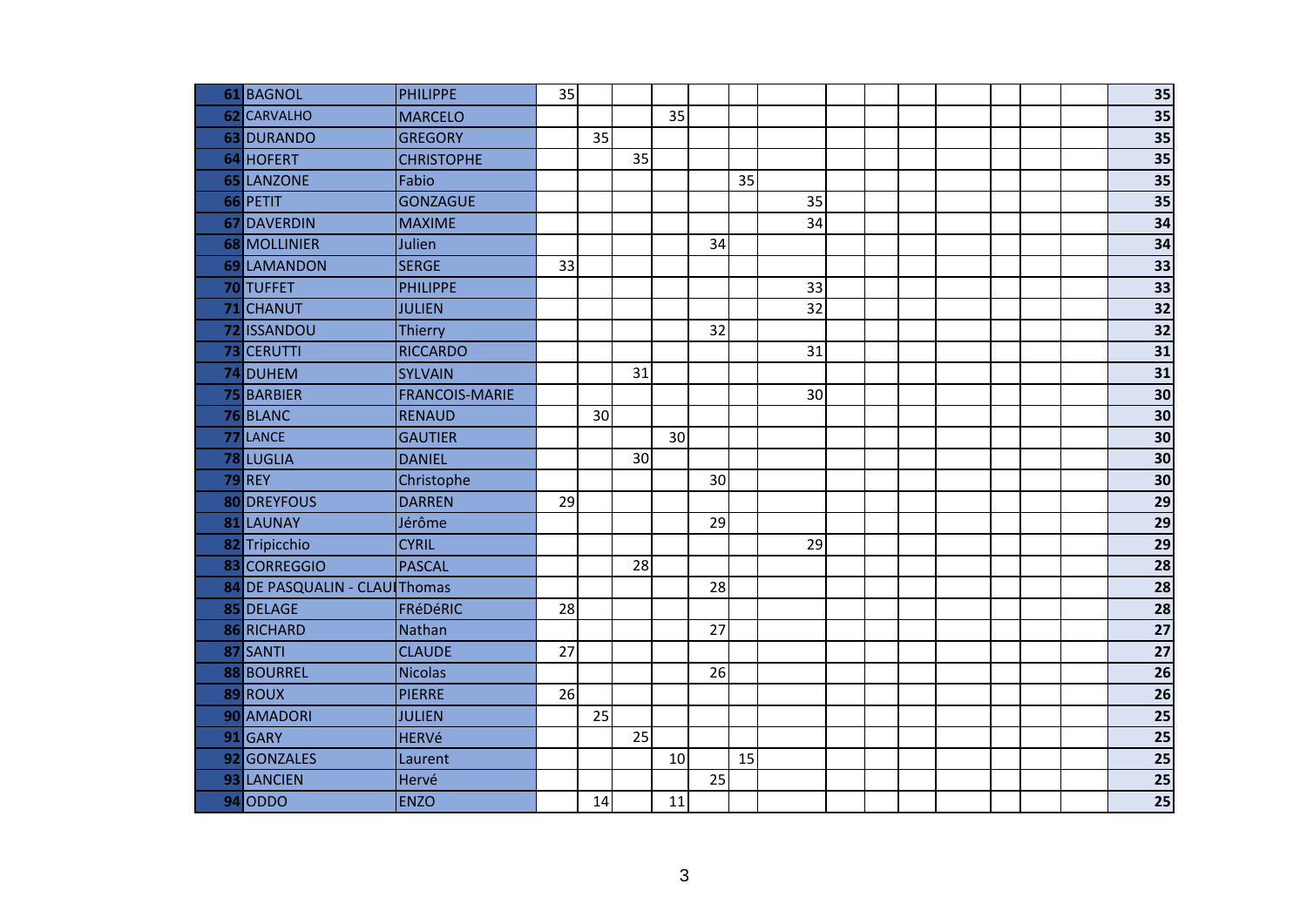| | | | | | | | | | | | | | | | | |
|---|---|---|---|---|---|---|---|---|---|---|---|---|---|---|---|---|---|
| 61 | BAGNOL | PHILIPPE | 35 | | | | | | | | | | | | | | 35 |
| 62 | CARVALHO | MARCELO | | | | 35 | | | | | | | | | | | 35 |
| 63 | DURANDO | GREGORY | | 35 | | | | | | | | | | | | | 35 |
| 64 | HOFERT | CHRISTOPHE | | | 35 | | | | | | | | | | | | 35 |
| 65 | LANZONE | Fabio | | | | | | 35 | | | | | | | | | 35 |
| 66 | PETIT | GONZAGUE | | | | | | | 35 | | | | | | | | 35 |
| 67 | DAVERDIN | MAXIME | | | | | | | 34 | | | | | | | | 34 |
| 68 | MOLLINIER | Julien | | | | | 34 | | | | | | | | | | 34 |
| 69 | LAMANDON | SERGE | 33 | | | | | | | | | | | | | | 33 |
| 70 | TUFFET | PHILIPPE | | | | | | | 33 | | | | | | | | 33 |
| 71 | CHANUT | JULIEN | | | | | | | 32 | | | | | | | | 32 |
| 72 | ISSANDOU | Thierry | | | | | 32 | | | | | | | | | | 32 |
| 73 | CERUTTI | RICCARDO | | | | | | | 31 | | | | | | | | 31 |
| 74 | DUHEM | SYLVAIN | | | 31 | | | | | | | | | | | | 31 |
| 75 | BARBIER | FRANCOIS-MARIE | | | | | | | 30 | | | | | | | | 30 |
| 76 | BLANC | RENAUD | | 30 | | | | | | | | | | | | | 30 |
| 77 | LANCE | GAUTIER | | | | 30 | | | | | | | | | | | 30 |
| 78 | LUGLIA | DANIEL | | | 30 | | | | | | | | | | | | 30 |
| 79 | REY | Christophe | | | | | 30 | | | | | | | | | | 30 |
| 80 | DREYFOUS | DARREN | 29 | | | | | | | | | | | | | | 29 |
| 81 | LAUNAY | Jérôme | | | | | 29 | | | | | | | | | | 29 |
| 82 | Tripicchio | CYRIL | | | | | | | 29 | | | | | | | | 29 |
| 83 | CORREGGIO | PASCAL | | | 28 | | | | | | | | | | | | 28 |
| 84 | DE PASQUALIN - CLAUI | Thomas | | | | | 28 | | | | | | | | | | 28 |
| 85 | DELAGE | FRéDéRIC | 28 | | | | | | | | | | | | | | 28 |
| 86 | RICHARD | Nathan | | | | | 27 | | | | | | | | | | 27 |
| 87 | SANTI | CLAUDE | 27 | | | | | | | | | | | | | | 27 |
| 88 | BOURREL | Nicolas | | | | | 26 | | | | | | | | | | 26 |
| 89 | ROUX | PIERRE | 26 | | | | | | | | | | | | | | 26 |
| 90 | AMADORI | JULIEN | | 25 | | | | | | | | | | | | | 25 |
| 91 | GARY | HERVé | | | 25 | | | | | | | | | | | | 25 |
| 92 | GONZALES | Laurent | | | | 10 | | 15 | | | | | | | | | 25 |
| 93 | LANCIEN | Hervé | | | | | 25 | | | | | | | | | | 25 |
| 94 | ODDO | ENZO | | 14 | | 11 | | | | | | | | | | | 25 |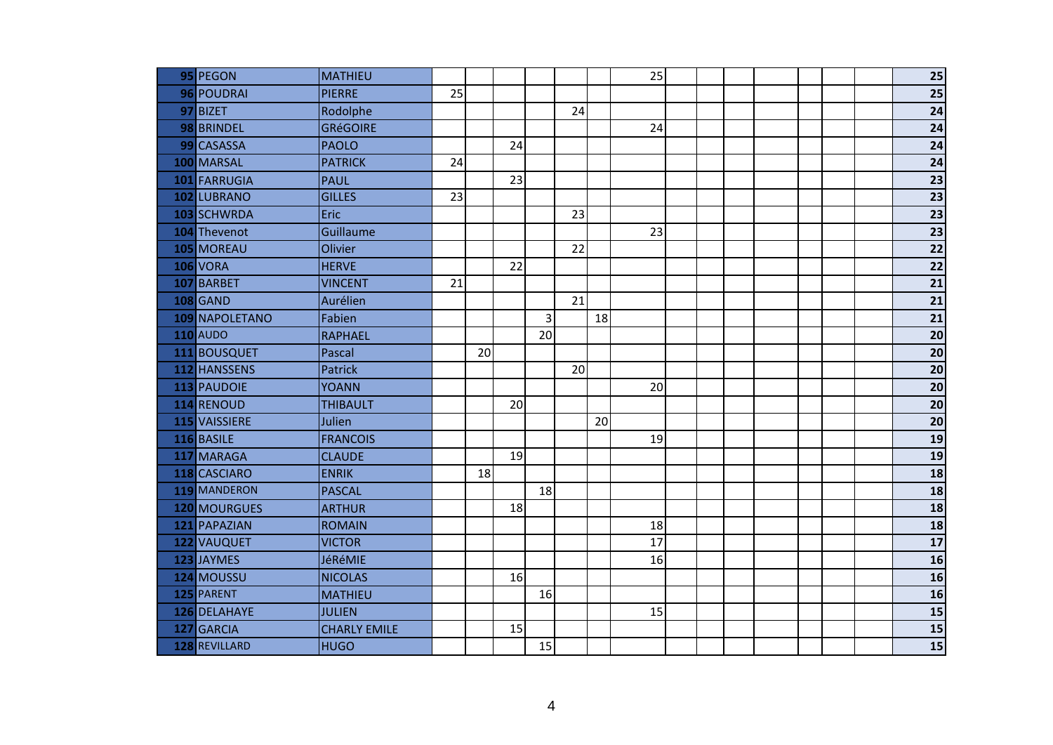| | | | | | | | | | | | | | | | | | |
|---|---|---|---|---|---|---|---|---|---|---|---|---|---|---|---|---|---|
| 95 | PEGON | MATHIEU | | | | | | | 25 | | | | | | | | 25 |
| 96 | POUDRAI | PIERRE | 25 | | | | | | | | | | | | | | 25 |
| 97 | BIZET | Rodolphe | | | | | 24 | | | | | | | | | | 24 |
| 98 | BRINDEL | GRéGOIRE | | | | | | | 24 | | | | | | | | 24 |
| 99 | CASASSA | PAOLO | | | 24 | | | | | | | | | | | | 24 |
| 100 | MARSAL | PATRICK | 24 | | | | | | | | | | | | | | 24 |
| 101 | FARRUGIA | PAUL | | | 23 | | | | | | | | | | | | 23 |
| 102 | LUBRANO | GILLES | 23 | | | | | | | | | | | | | | 23 |
| 103 | SCHWRDA | Eric | | | | | 23 | | | | | | | | | | 23 |
| 104 | Thevenot | Guillaume | | | | | | | 23 | | | | | | | | 23 |
| 105 | MOREAU | Olivier | | | | | 22 | | | | | | | | | | 22 |
| 106 | VORA | HERVE | | | 22 | | | | | | | | | | | | 22 |
| 107 | BARBET | VINCENT | 21 | | | | | | | | | | | | | | 21 |
| 108 | GAND | Aurélien | | | | | 21 | | | | | | | | | | 21 |
| 109 | NAPOLETANO | Fabien | | | | 3 | | 18 | | | | | | | | | 21 |
| 110 | AUDO | RAPHAEL | | | | 20 | | | | | | | | | | | 20 |
| 111 | BOUSQUET | Pascal | | 20 | | | | | | | | | | | | | 20 |
| 112 | HANSSENS | Patrick | | | | | 20 | | | | | | | | | | 20 |
| 113 | PAUDOIE | YOANN | | | | | | | 20 | | | | | | | | 20 |
| 114 | RENOUD | THIBAULT | | | 20 | | | | | | | | | | | | 20 |
| 115 | VAISSIERE | Julien | | | | | | 20 | | | | | | | | | 20 |
| 116 | BASILE | FRANCOIS | | | | | | | 19 | | | | | | | | 19 |
| 117 | MARAGA | CLAUDE | | | 19 | | | | | | | | | | | | 19 |
| 118 | CASCIARO | ENRIK | | 18 | | | | | | | | | | | | | 18 |
| 119 | MANDERON | PASCAL | | | | 18 | | | | | | | | | | | 18 |
| 120 | MOURGUES | ARTHUR | | | 18 | | | | | | | | | | | | 18 |
| 121 | PAPAZIAN | ROMAIN | | | | | | | 18 | | | | | | | | 18 |
| 122 | VAUQUET | VICTOR | | | | | | | 17 | | | | | | | | 17 |
| 123 | JAYMES | JéRéMIE | | | | | | | 16 | | | | | | | | 16 |
| 124 | MOUSSU | NICOLAS | | | 16 | | | | | | | | | | | | 16 |
| 125 | PARENT | MATHIEU | | | | 16 | | | | | | | | | | | 16 |
| 126 | DELAHAYE | JULIEN | | | | | | | 15 | | | | | | | | 15 |
| 127 | GARCIA | CHARLY EMILE | | | 15 | | | | | | | | | | | | 15 |
| 128 | REVILLARD | HUGO | | | | 15 | | | | | | | | | | | 15 |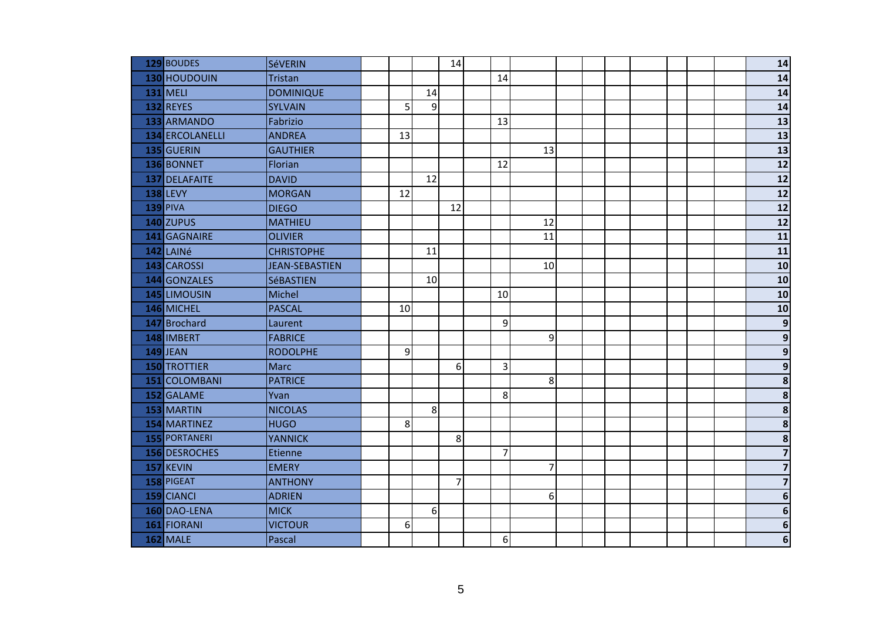| | | | | | | | | | | | | | | | | | |
|---|---|---|---|---|---|---|---|---|---|---|---|---|---|---|---|---|---|
| **129** | BOUDES | SéVERIN | | | | 14 | | | | | | | | | | | **14** |
| **130** | HOUDOUIN | Tristan | | | | | | 14 | | | | | | | | | **14** |
| **131** | MELI | DOMINIQUE | | | 14 | | | | | | | | | | | | **14** |
| **132** | REYES | SYLVAIN | | 5 | 9 | | | | | | | | | | | | **14** |
| **133** | ARMANDO | Fabrizio | | | | | | 13 | | | | | | | | | **13** |
| **134** | ERCOLANELLI | ANDREA | | 13 | | | | | | | | | | | | | **13** |
| **135** | GUERIN | GAUTHIER | | | | | | | 13 | | | | | | | | **13** |
| **136** | BONNET | Florian | | | | | | 12 | | | | | | | | | **12** |
| **137** | DELAFAITE | DAVID | | | 12 | | | | | | | | | | | | **12** |
| **138** | LEVY | MORGAN | | 12 | | | | | | | | | | | | | **12** |
| **139** | PIVA | DIEGO | | | | 12 | | | | | | | | | | | **12** |
| **140** | ZUPUS | MATHIEU | | | | | | | 12 | | | | | | | | **12** |
| **141** | GAGNAIRE | OLIVIER | | | | | | | 11 | | | | | | | | **11** |
| **142** | LAINé | CHRISTOPHE | | | 11 | | | | | | | | | | | | **11** |
| **143** | CAROSSI | JEAN-SEBASTIEN | | | | | | | 10 | | | | | | | | **10** |
| **144** | GONZALES | SéBASTIEN | | | 10 | | | | | | | | | | | | **10** |
| **145** | LIMOUSIN | Michel | | | | | | 10 | | | | | | | | | **10** |
| **146** | MICHEL | PASCAL | | 10 | | | | | | | | | | | | | **10** |
| **147** | Brochard | Laurent | | | | | | 9 | | | | | | | | | **9** |
| **148** | IMBERT | FABRICE | | | | | | | 9 | | | | | | | | **9** |
| **149** | JEAN | RODOLPHE | | 9 | | | | | | | | | | | | | **9** |
| **150** | TROTTIER | Marc | | | | 6 | | 3 | | | | | | | | | **9** |
| **151** | COLOMBANI | PATRICE | | | | | | | 8 | | | | | | | | **8** |
| **152** | GALAME | Yvan | | | | | | 8 | | | | | | | | | **8** |
| **153** | MARTIN | NICOLAS | | | 8 | | | | | | | | | | | | **8** |
| **154** | MARTINEZ | HUGO | | 8 | | | | | | | | | | | | | **8** |
| **155** | PORTANERI | YANNICK | | | | 8 | | | | | | | | | | | **8** |
| **156** | DESROCHES | Etienne | | | | | | 7 | | | | | | | | | **7** |
| **157** | KEVIN | EMERY | | | | | | | 7 | | | | | | | | **7** |
| **158** | PIGEAT | ANTHONY | | | | 7 | | | | | | | | | | | **7** |
| **159** | CIANCI | ADRIEN | | | | | | | 6 | | | | | | | | **6** |
| **160** | DAO-LENA | MICK | | | 6 | | | | | | | | | | | | **6** |
| **161** | FIORANI | VICTOUR | | 6 | | | | | | | | | | | | | **6** |
| **162** | MALE | Pascal | | | | | | 6 | | | | | | | | | **6** |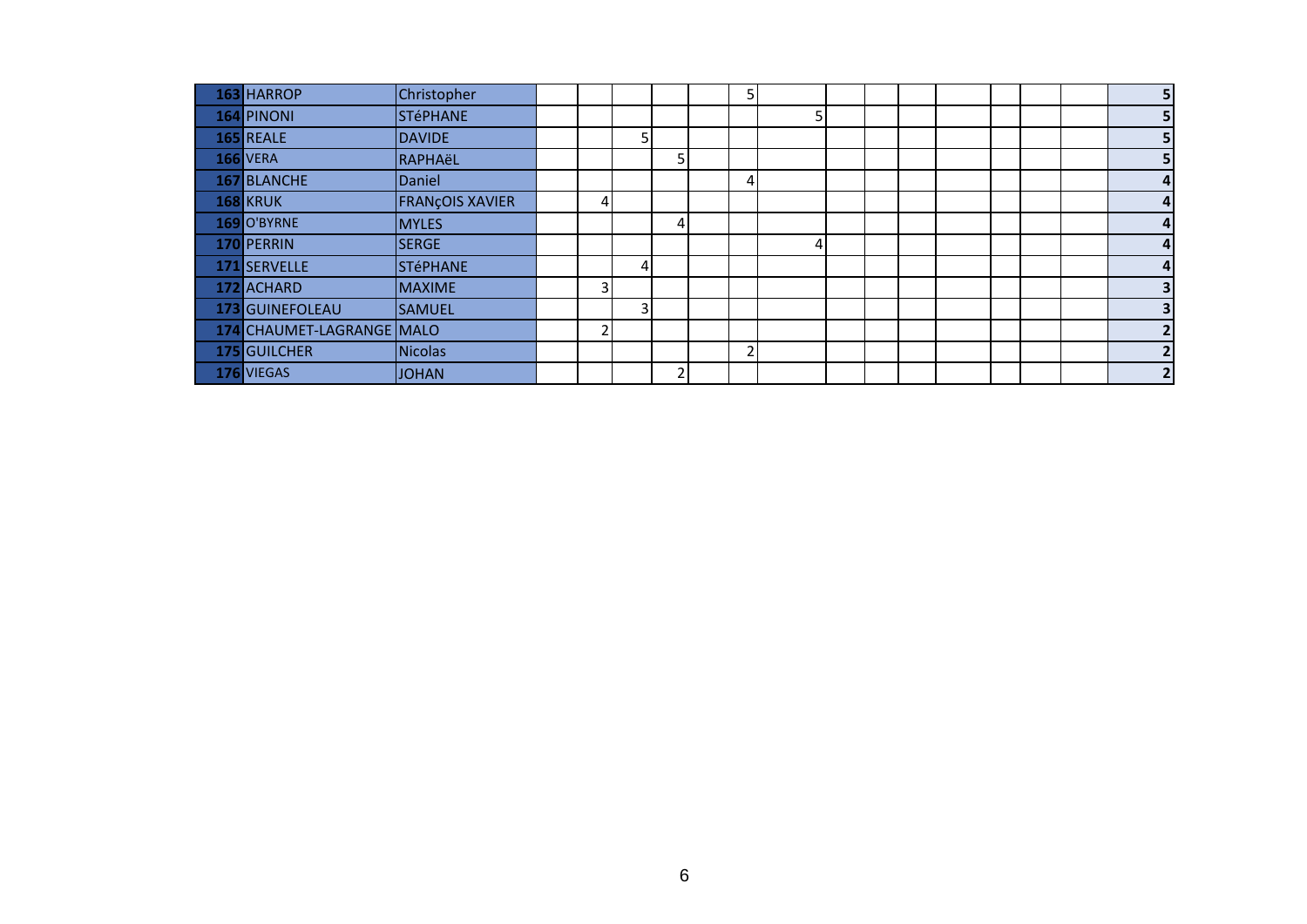| | | | | | | | | | | | | | | | | | |
|---|---|---|---|---|---|---|---|---|---|---|---|---|---|---|---|---|---|
| 163 | HARROP | Christopher | | | | | | 5 | | | | | | | | | 5 |
| 164 | PINONI | STéPHANE | | | | | | | 5 | | | | | | | | 5 |
| 165 | REALE | DAVIDE | | | 5 | | | | | | | | | | | | 5 |
| 166 | VERA | RAPHAëL | | | | 5 | | | | | | | | | | | 5 |
| 167 | BLANCHE | Daniel | | | | | | 4 | | | | | | | | | 4 |
| 168 | KRUK | FRANçOIS XAVIER | | 4 | | | | | | | | | | | | | 4 |
| 169 | O'BYRNE | MYLES | | | | 4 | | | | | | | | | | | 4 |
| 170 | PERRIN | SERGE | | | | | | | 4 | | | | | | | | 4 |
| 171 | SERVELLE | STéPHANE | | | 4 | | | | | | | | | | | | 4 |
| 172 | ACHARD | MAXIME | | 3 | | | | | | | | | | | | | 3 |
| 173 | GUINEFOLEAU | SAMUEL | | | 3 | | | | | | | | | | | | 3 |
| 174 | CHAUMET-LAGRANGE | MALO | | 2 | | | | | | | | | | | | | 2 |
| 175 | GUILCHER | Nicolas | | | | | | 2 | | | | | | | | | 2 |
| 176 | VIEGAS | JOHAN | | | | 2 | | | | | | | | | | | 2 |